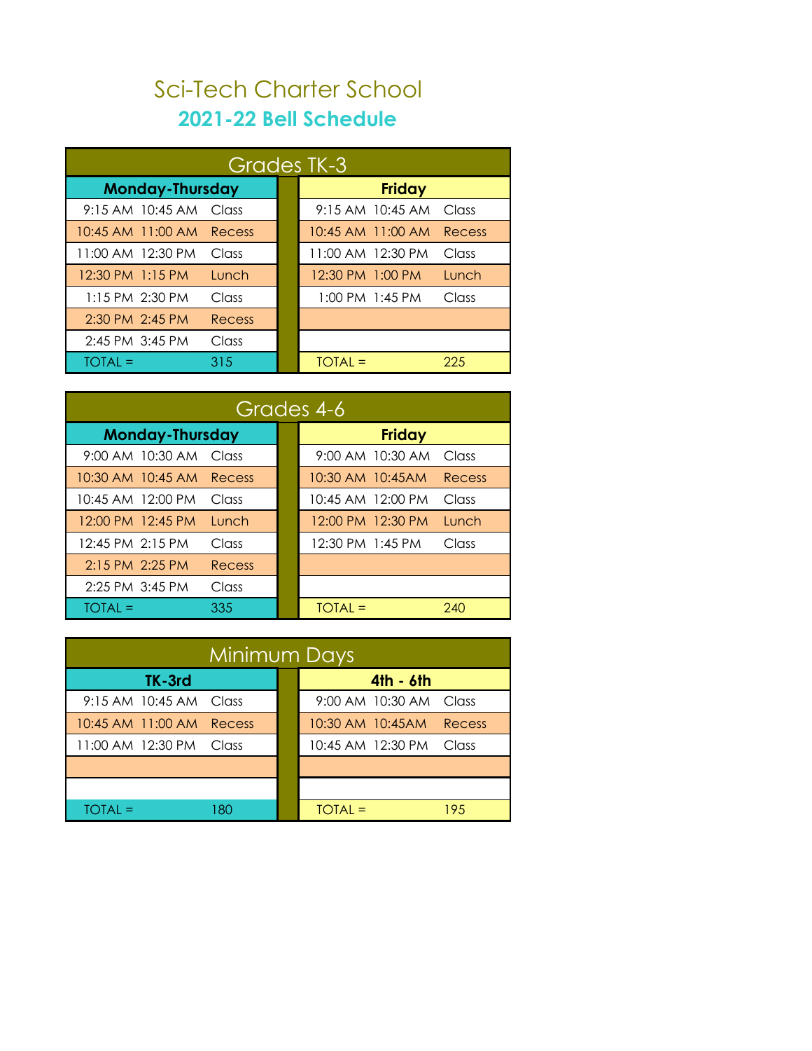# Sci-Tech Charter School

## 2021-22 Bell Schedule

### Grades TK-3

| Monday-Thursday | | | Friday | | |
|---|---|---|---|---|---|
| 9:15 AM | 10:45 AM | Class | 9:15 AM | 10:45 AM | Class |
| 10:45 AM | 11:00 AM | Recess | 10:45 AM | 11:00 AM | Recess |
| 11:00 AM | 12:30 PM | Class | 11:00 AM | 12:30 PM | Class |
| 12:30 PM | 1:15 PM | Lunch | 12:30 PM | 1:00 PM | Lunch |
| 1:15 PM | 2:30 PM | Class | 1:00 PM | 1:45 PM | Class |
| 2:30 PM | 2:45 PM | Recess | | | |
| 2:45 PM | 3:45 PM | Class | | | |
| TOTAL = | | 315 | TOTAL = | | 225 |

### Grades 4-6

| Monday-Thursday | | | Friday | | |
|---|---|---|---|---|---|
| 9:00 AM | 10:30 AM | Class | 9:00 AM | 10:30 AM | Class |
| 10:30 AM | 10:45 AM | Recess | 10:30 AM | 10:45AM | Recess |
| 10:45 AM | 12:00 PM | Class | 10:45 AM | 12:00 PM | Class |
| 12:00 PM | 12:45 PM | Lunch | 12:00 PM | 12:30 PM | Lunch |
| 12:45 PM | 2:15 PM | Class | 12:30 PM | 1:45 PM | Class |
| 2:15 PM | 2:25 PM | Recess | | | |
| 2:25 PM | 3:45 PM | Class | | | |
| TOTAL = | | 335 | TOTAL = | | 240 |

### Minimum Days

| TK-3rd | | | 4th - 6th | | |
|---|---|---|---|---|---|
| 9:15 AM | 10:45 AM | Class | 9:00 AM | 10:30 AM | Class |
| 10:45 AM | 11:00 AM | Recess | 10:30 AM | 10:45AM | Recess |
| 11:00 AM | 12:30 PM | Class | 10:45 AM | 12:30 PM | Class |
| | | | | | |
| | | | | | |
| TOTAL = | | 180 | TOTAL = | | 195 |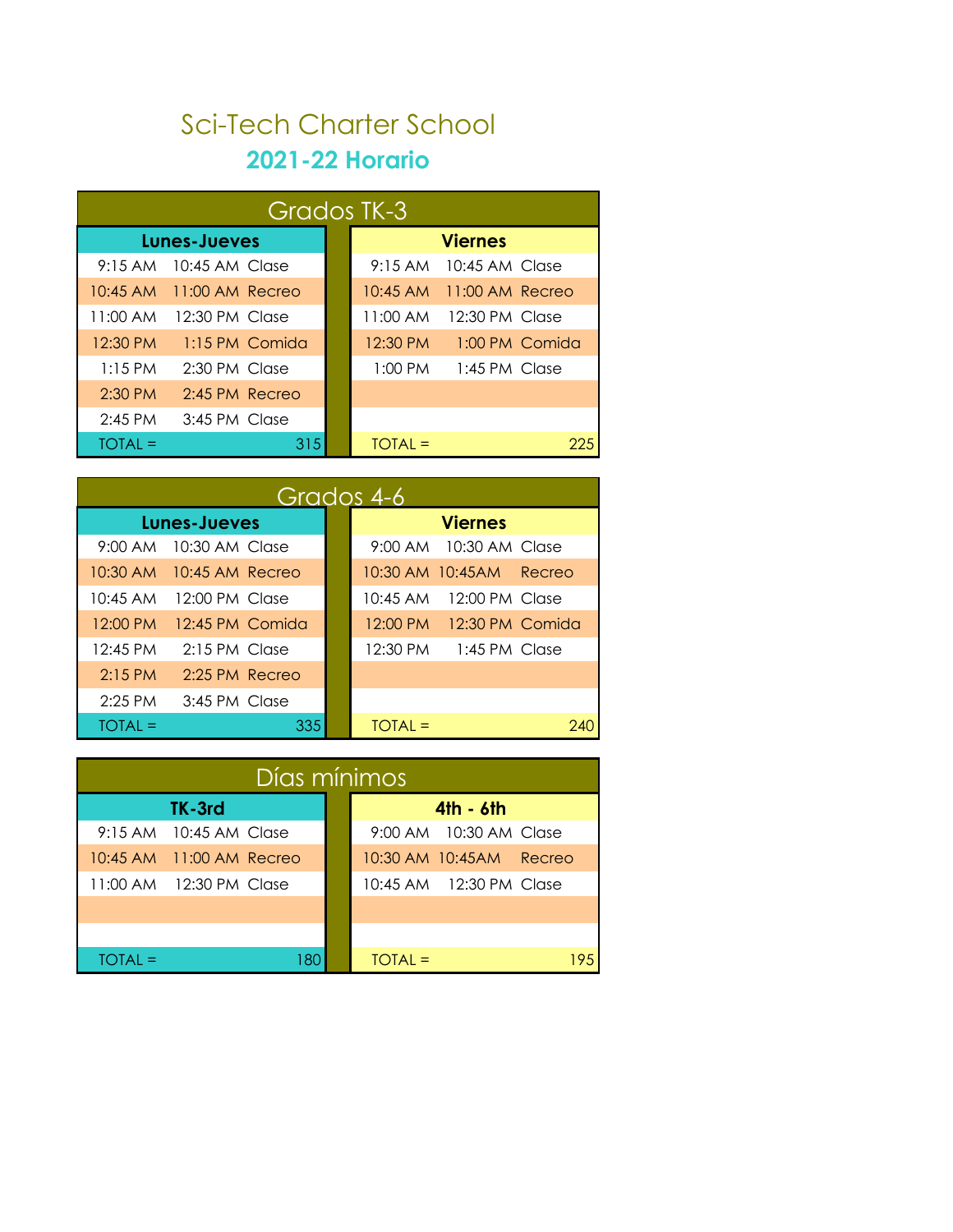# Sci-Tech Charter School

## 2021-22 Horario

### Grados TK-3

| Lunes-Jueves | | | Viernes | | |
|---|---|---|---|---|---|
| 9:15 AM | 10:45 AM | Clase | 9:15 AM | 10:45 AM | Clase |
| 10:45 AM | 11:00 AM | Recreo | 10:45 AM | 11:00 AM | Recreo |
| 11:00 AM | 12:30 PM | Clase | 11:00 AM | 12:30 PM | Clase |
| 12:30 PM | 1:15 PM | Comida | 12:30 PM | 1:00 PM | Comida |
| 1:15 PM | 2:30 PM | Clase | 1:00 PM | 1:45 PM | Clase |
| 2:30 PM | 2:45 PM | Recreo | | | |
| 2:45 PM | 3:45 PM | Clase | | | |
| TOTAL = | | 315 | TOTAL = | | 225 |

### Grados 4-6

| Lunes-Jueves | | | Viernes | | |
|---|---|---|---|---|---|
| 9:00 AM | 10:30 AM | Clase | 9:00 AM | 10:30 AM | Clase |
| 10:30 AM | 10:45 AM | Recreo | 10:30 AM | 10:45AM | Recreo |
| 10:45 AM | 12:00 PM | Clase | 10:45 AM | 12:00 PM | Clase |
| 12:00 PM | 12:45 PM | Comida | 12:00 PM | 12:30 PM | Comida |
| 12:45 PM | 2:15 PM | Clase | 12:30 PM | 1:45 PM | Clase |
| 2:15 PM | 2:25 PM | Recreo | | | |
| 2:25 PM | 3:45 PM | Clase | | | |
| TOTAL = | | 335 | TOTAL = | | 240 |

### Días mínimos

| TK-3rd | | | 4th - 6th | | |
|---|---|---|---|---|---|
| 9:15 AM | 10:45 AM | Clase | 9:00 AM | 10:30 AM | Clase |
| 10:45 AM | 11:00 AM | Recreo | 10:30 AM | 10:45AM | Recreo |
| 11:00 AM | 12:30 PM | Clase | 10:45 AM | 12:30 PM | Clase |
| | | | | | |
| | | | | | |
| TOTAL = | | 180 | TOTAL = | | 195 |